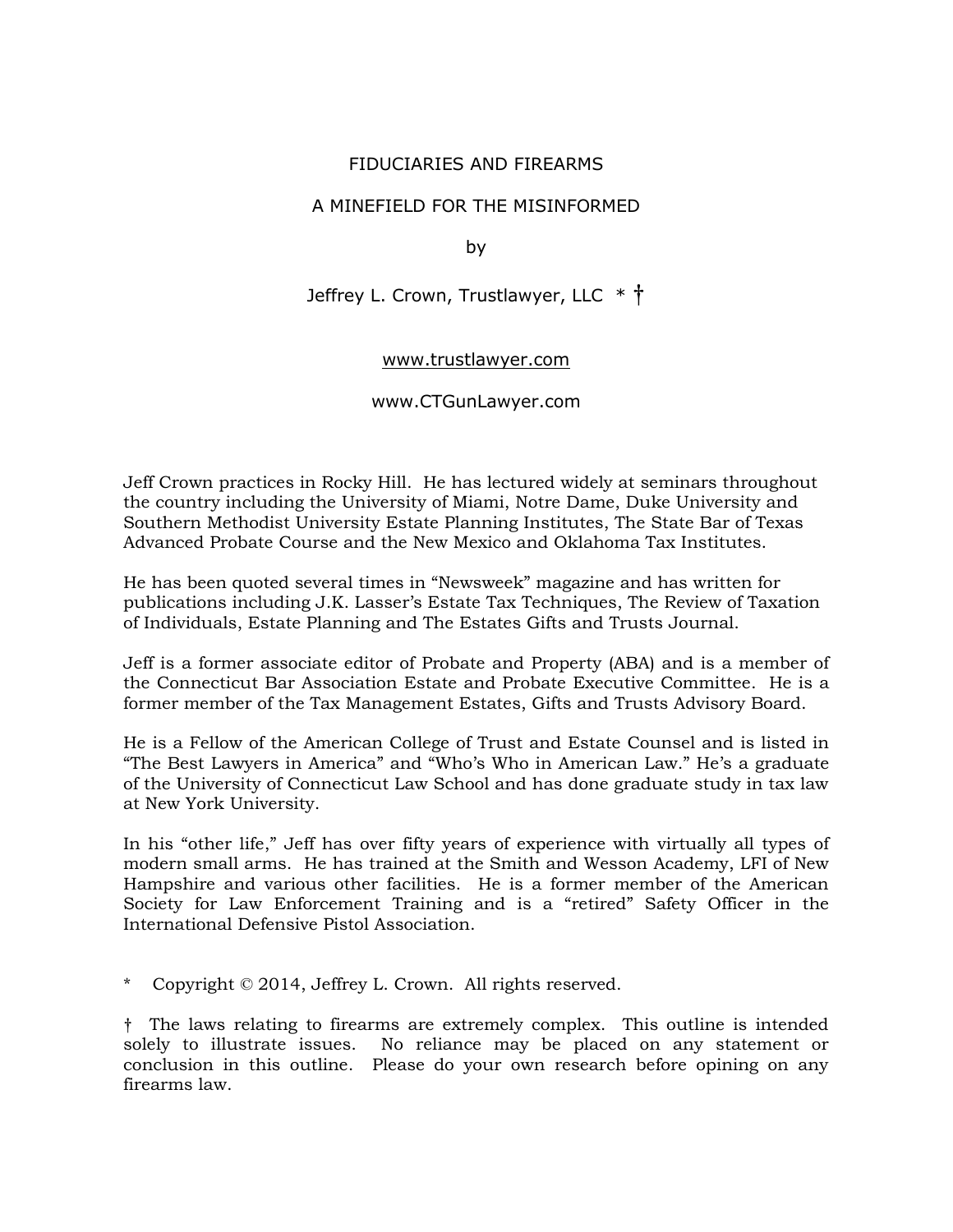# FIDUCIARIES AND FIREARMS

## A MINEFIELD FOR THE MISINFORMED

by

Jeffrey L. Crown, Trustlawyer, LLC * †

www.trustlawyer.com

www.CTGunLawyer.com

Jeff Crown practices in Rocky Hill. He has lectured widely at seminars throughout the country including the University of Miami, Notre Dame, Duke University and Southern Methodist University Estate Planning Institutes, The State Bar of Texas Advanced Probate Course and the New Mexico and Oklahoma Tax Institutes.

He has been quoted several times in "Newsweek" magazine and has written for publications including J.K. Lasser's Estate Tax Techniques, The Review of Taxation of Individuals, Estate Planning and The Estates Gifts and Trusts Journal.

Jeff is a former associate editor of Probate and Property (ABA) and is a member of the Connecticut Bar Association Estate and Probate Executive Committee. He is a former member of the Tax Management Estates, Gifts and Trusts Advisory Board.

He is a Fellow of the American College of Trust and Estate Counsel and is listed in "The Best Lawyers in America" and "Who's Who in American Law." He's a graduate of the University of Connecticut Law School and has done graduate study in tax law at New York University.

In his "other life," Jeff has over fifty years of experience with virtually all types of modern small arms. He has trained at the Smith and Wesson Academy, LFI of New Hampshire and various other facilities. He is a former member of the American Society for Law Enforcement Training and is a "retired" Safety Officer in the International Defensive Pistol Association.

\* Copyright © 2014, Jeffrey L. Crown. All rights reserved.

† The laws relating to firearms are extremely complex. This outline is intended solely to illustrate issues. No reliance may be placed on any statement or conclusion in this outline. Please do your own research before opining on any firearms law.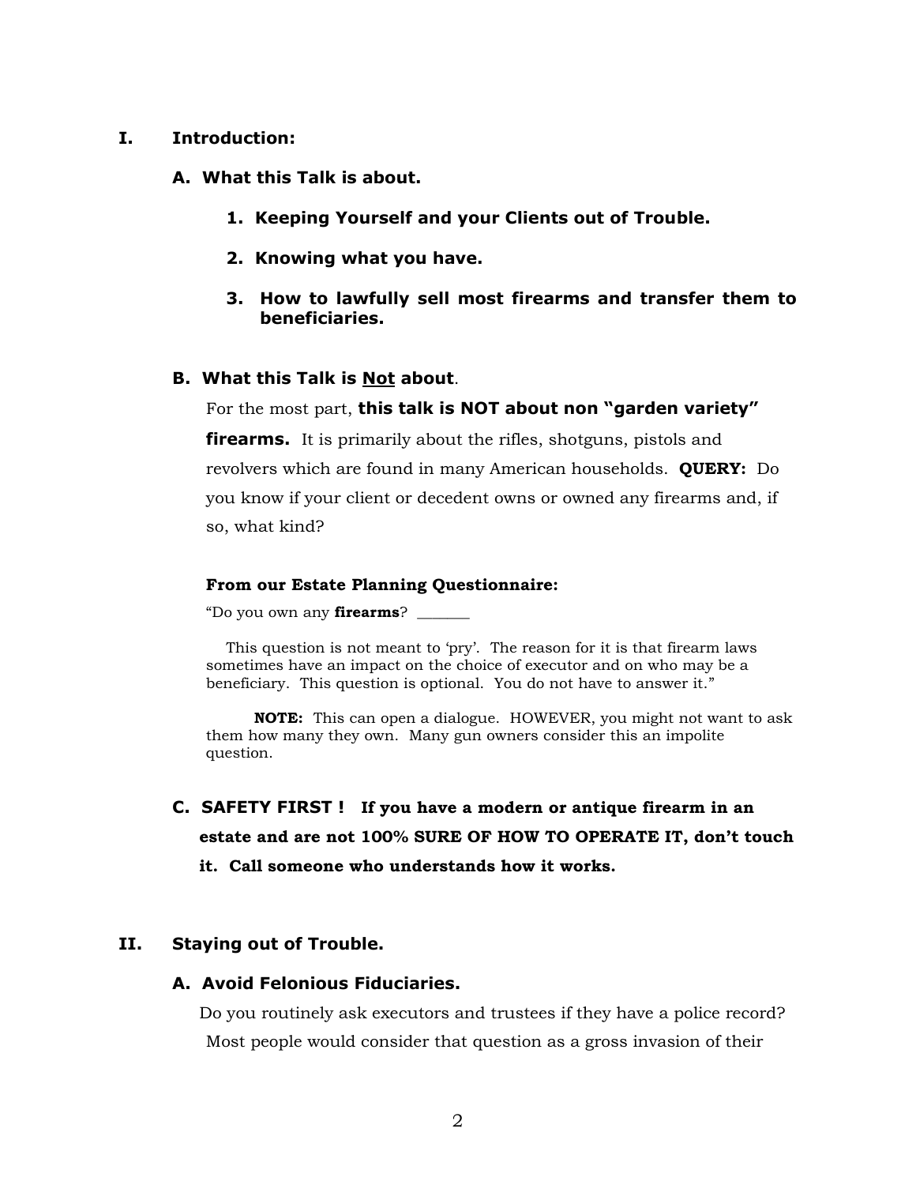# I. Introduction:

## A. What this Talk is about.

1. **Keeping Yourself and your Clients out of Trouble.**
2. **Knowing what you have.**
3. **How to lawfully sell most firearms and transfer them to beneficiaries.**

## B. What this Talk is <u>Not</u> about.

For the most part, **this talk is NOT about non "garden variety" firearms.** It is primarily about the rifles, shotguns, pistols and revolvers which are found in many American households. **QUERY:** Do you know if your client or decedent owns or owned any firearms and, if so, what kind?

**From our Estate Planning Questionnaire:**

"Do you own any **firearms**? _______

This question is not meant to 'pry'. The reason for it is that firearm laws sometimes have an impact on the choice of executor and on who may be a beneficiary. This question is optional. You do not have to answer it."

**NOTE:** This can open a dialogue. HOWEVER, you might not want to ask them how many they own. Many gun owners consider this an impolite question.

## C. SAFETY FIRST ! If you have a modern or antique firearm in an estate and are not 100% SURE OF HOW TO OPERATE IT, don't touch it. Call someone who understands how it works.

# II. Staying out of Trouble.

## A. Avoid Felonious Fiduciaries.

Do you routinely ask executors and trustees if they have a police record? Most people would consider that question as a gross invasion of their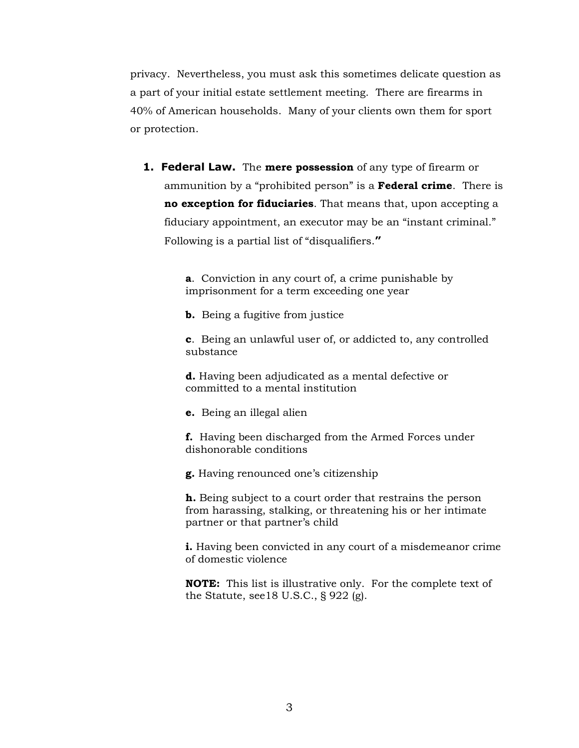privacy. Nevertheless, you must ask this sometimes delicate question as a part of your initial estate settlement meeting. There are firearms in 40% of American households. Many of your clients own them for sport or protection.

1. **Federal Law.** The **mere possession** of any type of firearm or ammunition by a "prohibited person" is a **Federal crime**. There is **no exception for fiduciaries**. That means that, upon accepting a fiduciary appointment, an executor may be an "instant criminal." Following is a partial list of "disqualifiers.**"**

   **a**. Conviction in any court of, a crime punishable by imprisonment for a term exceeding one year

   **b.** Being a fugitive from justice

   **c**. Being an unlawful user of, or addicted to, any controlled substance

   **d.** Having been adjudicated as a mental defective or committed to a mental institution

   **e.** Being an illegal alien

   **f.** Having been discharged from the Armed Forces under dishonorable conditions

   **g.** Having renounced one's citizenship

   **h.** Being subject to a court order that restrains the person from harassing, stalking, or threatening his or her intimate partner or that partner's child

   **i.** Having been convicted in any court of a misdemeanor crime of domestic violence

   **NOTE:** This list is illustrative only. For the complete text of the Statute, see18 U.S.C., § 922 (g).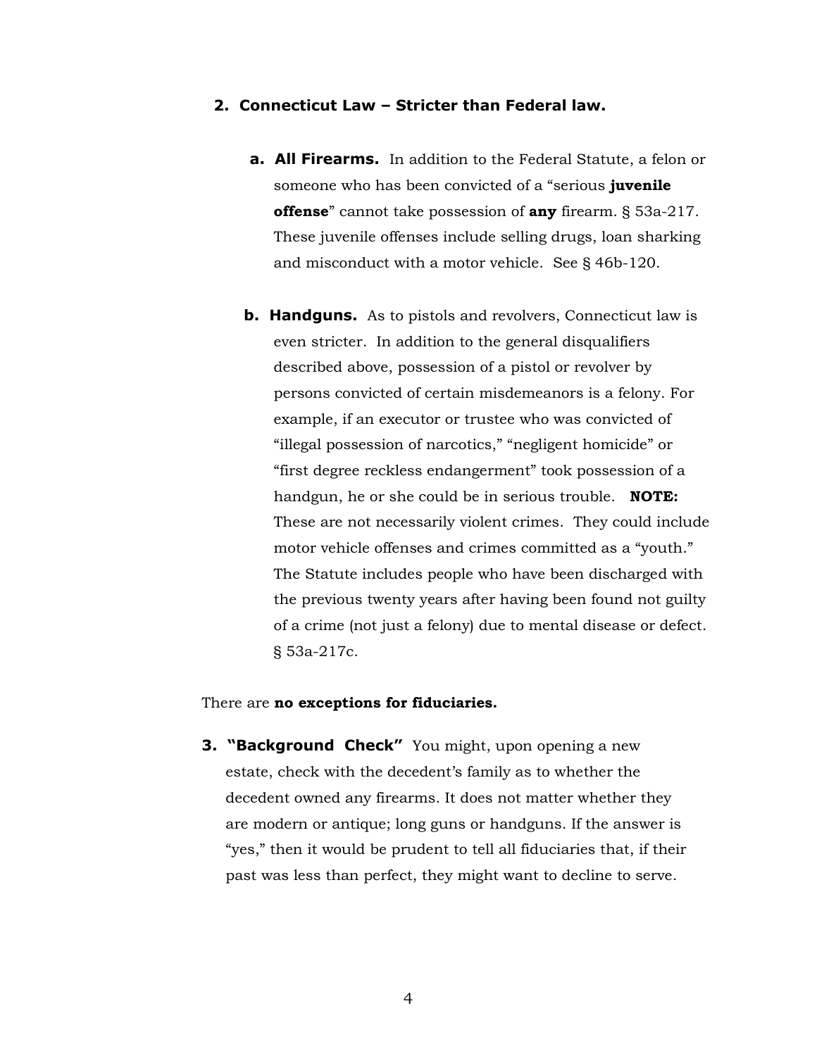**2. Connecticut Law – Stricter than Federal law.**

**a. All Firearms.** In addition to the Federal Statute, a felon or someone who has been convicted of a "serious **juvenile offense**" cannot take possession of **any** firearm. § 53a-217. These juvenile offenses include selling drugs, loan sharking and misconduct with a motor vehicle. See § 46b-120.

**b. Handguns.** As to pistols and revolvers, Connecticut law is even stricter. In addition to the general disqualifiers described above, possession of a pistol or revolver by persons convicted of certain misdemeanors is a felony. For example, if an executor or trustee who was convicted of "illegal possession of narcotics," "negligent homicide" or "first degree reckless endangerment" took possession of a handgun, he or she could be in serious trouble. **NOTE:** These are not necessarily violent crimes. They could include motor vehicle offenses and crimes committed as a "youth." The Statute includes people who have been discharged with the previous twenty years after having been found not guilty of a crime (not just a felony) due to mental disease or defect. § 53a-217c.

There are **no exceptions for fiduciaries.**

**3. "Background Check"** You might, upon opening a new estate, check with the decedent's family as to whether the decedent owned any firearms. It does not matter whether they are modern or antique; long guns or handguns. If the answer is "yes," then it would be prudent to tell all fiduciaries that, if their past was less than perfect, they might want to decline to serve.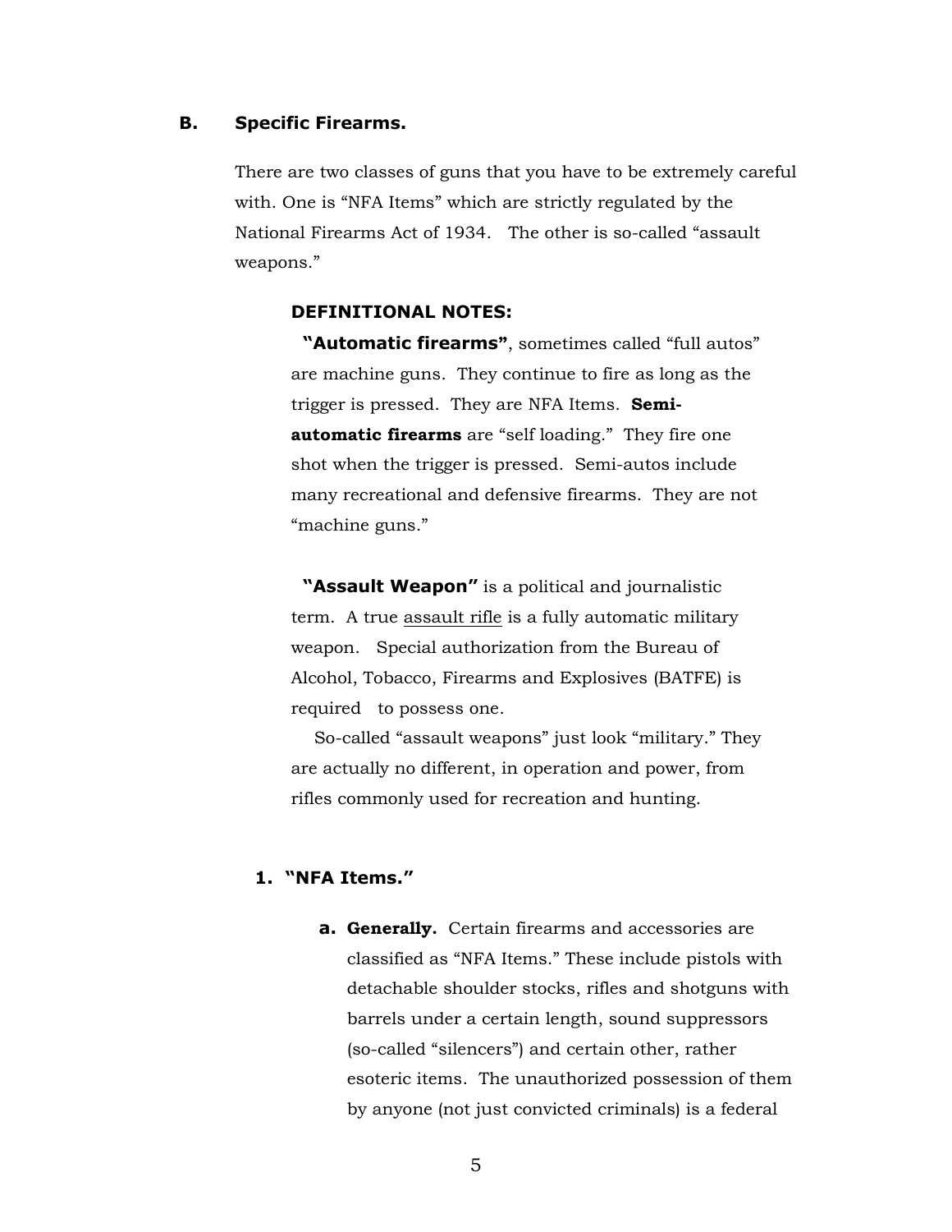## B. Specific Firearms.

There are two classes of guns that you have to be extremely careful with. One is "NFA Items" which are strictly regulated by the National Firearms Act of 1934. The other is so-called "assault weapons."

**DEFINITIONAL NOTES:**

**"Automatic firearms"**, sometimes called "full autos" are machine guns. They continue to fire as long as the trigger is pressed. They are NFA Items. **Semi-automatic firearms** are "self loading." They fire one shot when the trigger is pressed. Semi-autos include many recreational and defensive firearms. They are not "machine guns."

**"Assault Weapon"** is a political and journalistic term. A true assault rifle is a fully automatic military weapon. Special authorization from the Bureau of Alcohol, Tobacco, Firearms and Explosives (BATFE) is required to possess one.

So-called "assault weapons" just look "military." They are actually no different, in operation and power, from rifles commonly used for recreation and hunting.

### 1. "NFA Items."

**a. Generally.** Certain firearms and accessories are classified as "NFA Items." These include pistols with detachable shoulder stocks, rifles and shotguns with barrels under a certain length, sound suppressors (so-called "silencers") and certain other, rather esoteric items. The unauthorized possession of them by anyone (not just convicted criminals) is a federal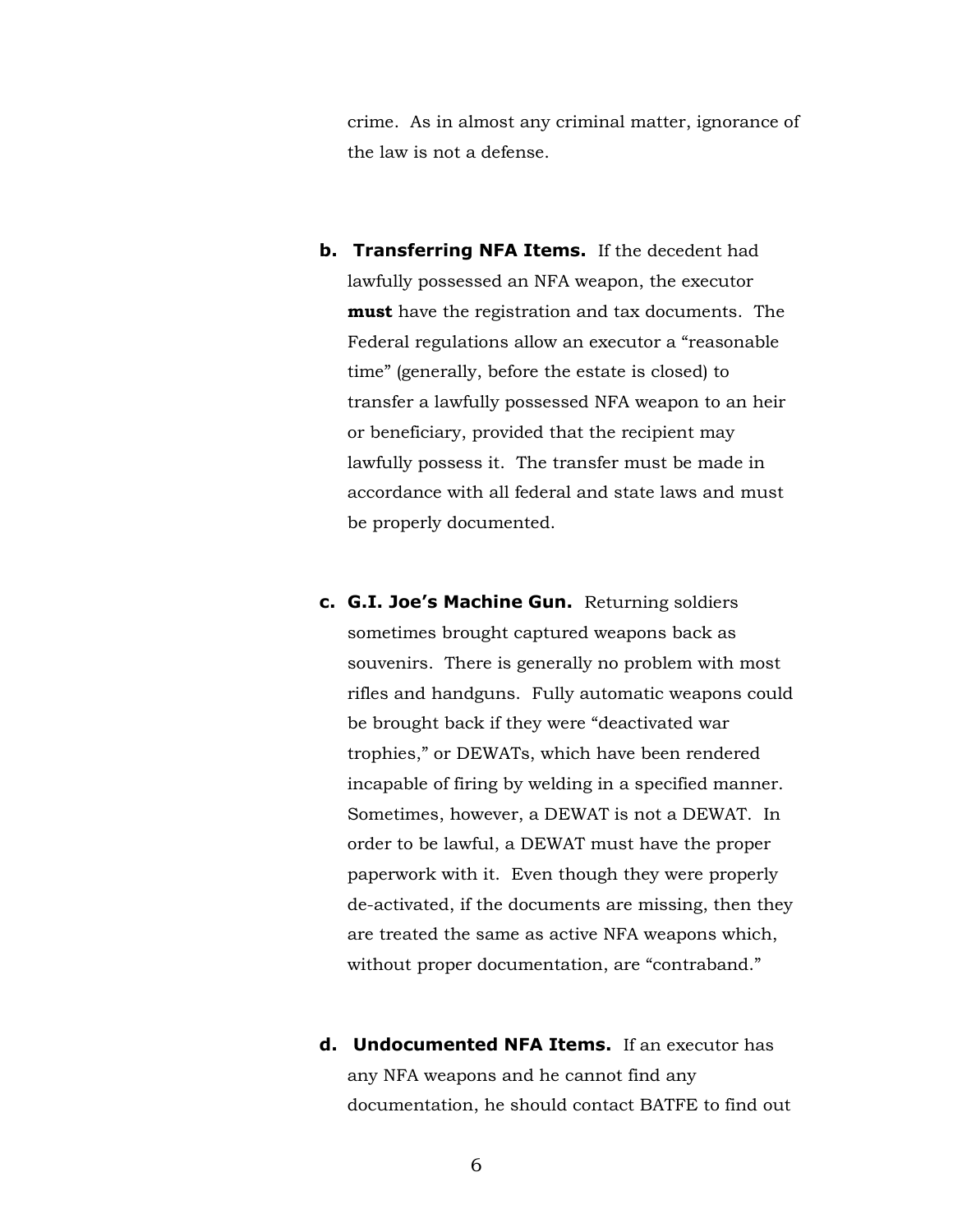crime. As in almost any criminal matter, ignorance of the law is not a defense.

**b. Transferring NFA Items.** If the decedent had lawfully possessed an NFA weapon, the executor **must** have the registration and tax documents. The Federal regulations allow an executor a "reasonable time" (generally, before the estate is closed) to transfer a lawfully possessed NFA weapon to an heir or beneficiary, provided that the recipient may lawfully possess it. The transfer must be made in accordance with all federal and state laws and must be properly documented.

**c. G.I. Joe's Machine Gun.** Returning soldiers sometimes brought captured weapons back as souvenirs. There is generally no problem with most rifles and handguns. Fully automatic weapons could be brought back if they were "deactivated war trophies," or DEWATs, which have been rendered incapable of firing by welding in a specified manner. Sometimes, however, a DEWAT is not a DEWAT. In order to be lawful, a DEWAT must have the proper paperwork with it. Even though they were properly de-activated, if the documents are missing, then they are treated the same as active NFA weapons which, without proper documentation, are "contraband."

**d. Undocumented NFA Items.** If an executor has any NFA weapons and he cannot find any documentation, he should contact BATFE to find out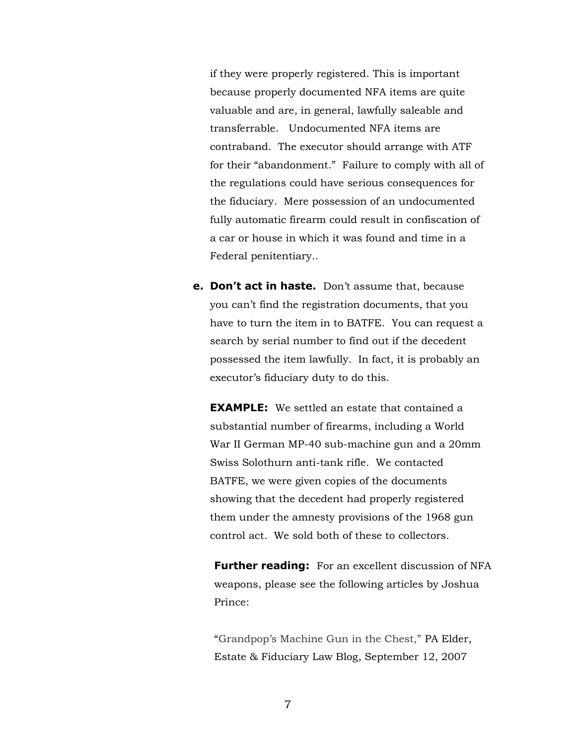if they were properly registered. This is important because properly documented NFA items are quite valuable and are, in general, lawfully saleable and transferrable. Undocumented NFA items are contraband. The executor should arrange with ATF for their "abandonment." Failure to comply with all of the regulations could have serious consequences for the fiduciary. Mere possession of an undocumented fully automatic firearm could result in confiscation of a car or house in which it was found and time in a Federal penitentiary..

e. **Don't act in haste.** Don't assume that, because you can't find the registration documents, that you have to turn the item in to BATFE. You can request a search by serial number to find out if the decedent possessed the item lawfully. In fact, it is probably an executor's fiduciary duty to do this.

   **EXAMPLE:** We settled an estate that contained a substantial number of firearms, including a World War II German MP-40 sub-machine gun and a 20mm Swiss Solothurn anti-tank rifle. We contacted BATFE, we were given copies of the documents showing that the decedent had properly registered them under the amnesty provisions of the 1968 gun control act. We sold both of these to collectors.

   **Further reading:** For an excellent discussion of NFA weapons, please see the following articles by Joshua Prince:

   "Grandpop's Machine Gun in the Chest," PA Elder, Estate & Fiduciary Law Blog, September 12, 2007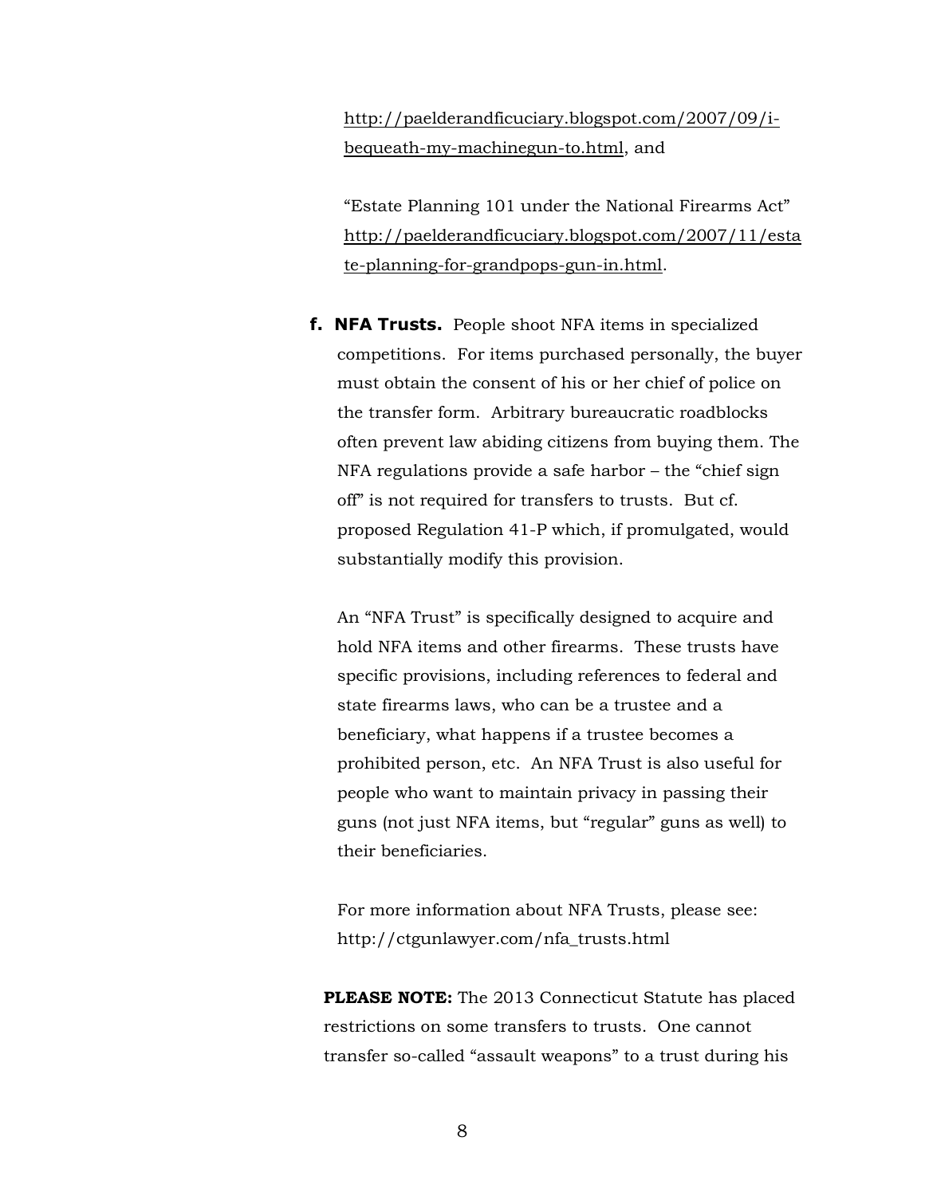http://paelderandficuciary.blogspot.com/2007/09/i-bequeath-my-machinegun-to.html, and

"Estate Planning 101 under the National Firearms Act" http://paelderandficuciary.blogspot.com/2007/11/estate-planning-for-grandpops-gun-in.html.

**f. NFA Trusts.** People shoot NFA items in specialized competitions. For items purchased personally, the buyer must obtain the consent of his or her chief of police on the transfer form. Arbitrary bureaucratic roadblocks often prevent law abiding citizens from buying them. The NFA regulations provide a safe harbor – the "chief sign off" is not required for transfers to trusts. But cf. proposed Regulation 41-P which, if promulgated, would substantially modify this provision.

An "NFA Trust" is specifically designed to acquire and hold NFA items and other firearms. These trusts have specific provisions, including references to federal and state firearms laws, who can be a trustee and a beneficiary, what happens if a trustee becomes a prohibited person, etc. An NFA Trust is also useful for people who want to maintain privacy in passing their guns (not just NFA items, but "regular" guns as well) to their beneficiaries.

For more information about NFA Trusts, please see: http://ctgunlawyer.com/nfa_trusts.html

**PLEASE NOTE:** The 2013 Connecticut Statute has placed restrictions on some transfers to trusts. One cannot transfer so-called "assault weapons" to a trust during his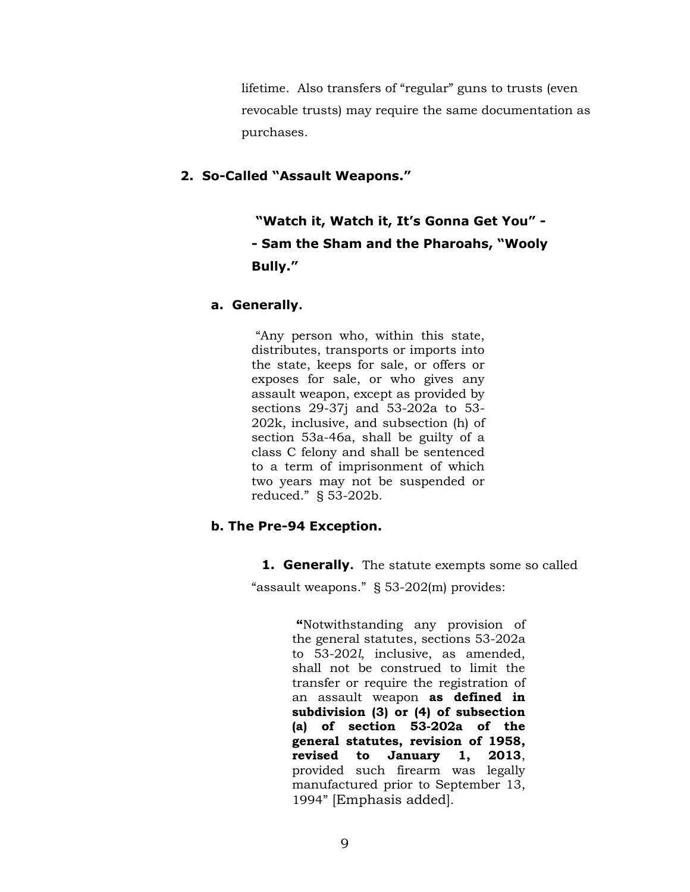lifetime. Also transfers of "regular" guns to trusts (even revocable trusts) may require the same documentation as purchases.

## 2. So-Called "Assault Weapons."

> **"Watch it, Watch it, It's Gonna Get You" -- Sam the Sham and the Pharoahs, "Wooly Bully."**

### a. Generally.

> "Any person who, within this state, distributes, transports or imports into the state, keeps for sale, or offers or exposes for sale, or who gives any assault weapon, except as provided by sections 29-37j and 53-202a to 53-202k, inclusive, and subsection (h) of section 53a-46a, shall be guilty of a class C felony and shall be sentenced to a term of imprisonment of which two years may not be suspended or reduced." § 53-202b.

### b. The Pre-94 Exception.

**1. Generally.** The statute exempts some so called "assault weapons." § 53-202(m) provides:

> **"**Notwithstanding any provision of the general statutes, sections 53-202a to 53-202*l*, inclusive, as amended, shall not be construed to limit the transfer or require the registration of an assault weapon **as defined in subdivision (3) or (4) of subsection (a) of section 53-202a of the general statutes, revision of 1958, revised to January 1, 2013**, provided such firearm was legally manufactured prior to September 13, 1994" [Emphasis added].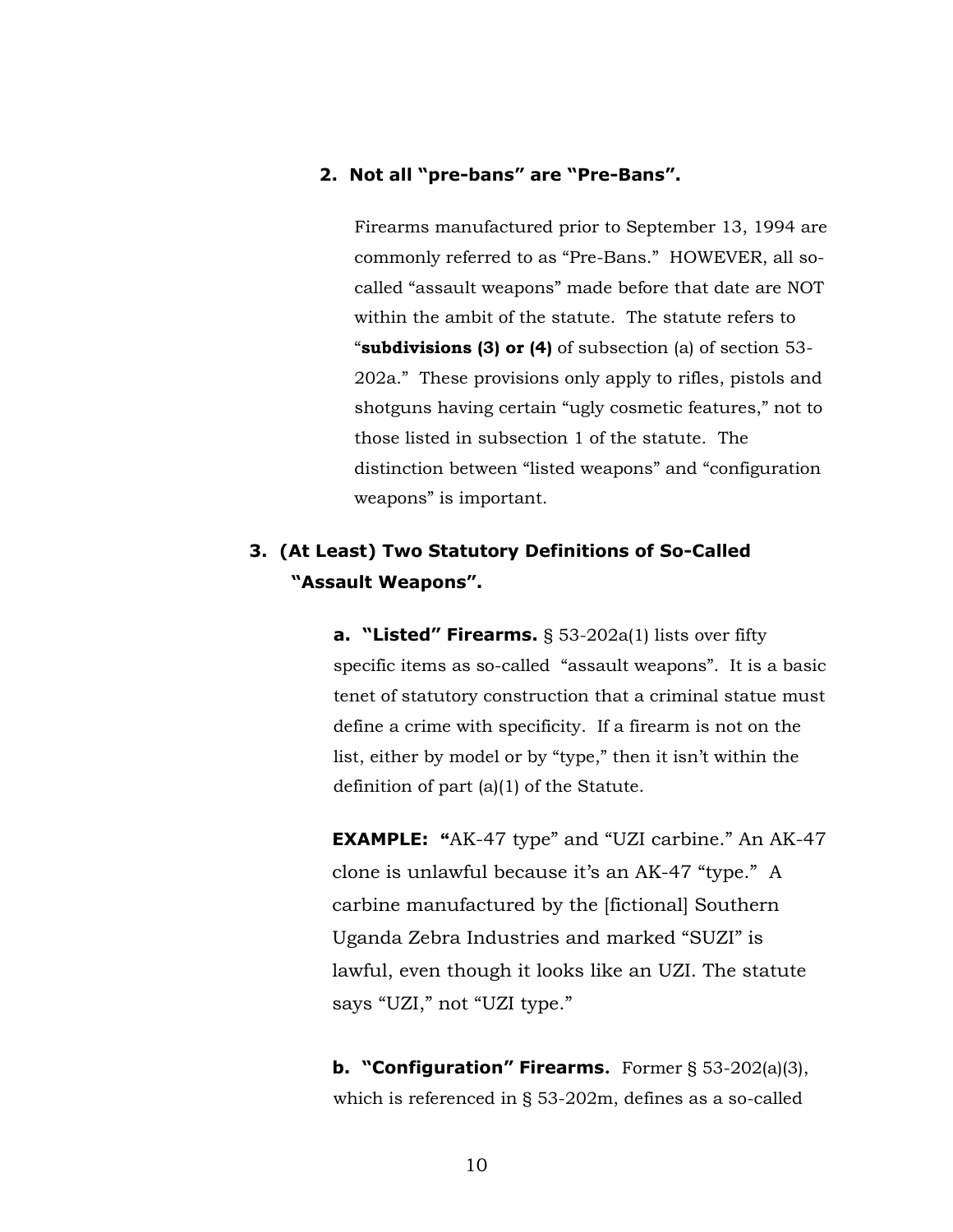### 2. Not all "pre-bans" are "Pre-Bans".

Firearms manufactured prior to September 13, 1994 are commonly referred to as "Pre-Bans." HOWEVER, all so-called "assault weapons" made before that date are NOT within the ambit of the statute. The statute refers to "**subdivisions (3) or (4)** of subsection (a) of section 53-202a." These provisions only apply to rifles, pistols and shotguns having certain "ugly cosmetic features," not to those listed in subsection 1 of the statute. The distinction between "listed weapons" and "configuration weapons" is important.

## 3. (At Least) Two Statutory Definitions of So-Called "Assault Weapons".

**a. "Listed" Firearms.** § 53-202a(1) lists over fifty specific items as so-called "assault weapons". It is a basic tenet of statutory construction that a criminal statue must define a crime with specificity. If a firearm is not on the list, either by model or by "type," then it isn't within the definition of part (a)(1) of the Statute.

**EXAMPLE: "**AK-47 type" and "UZI carbine." An AK-47 clone is unlawful because it's an AK-47 "type." A carbine manufactured by the [fictional] Southern Uganda Zebra Industries and marked "SUZI" is lawful, even though it looks like an UZI. The statute says "UZI," not "UZI type."

**b. "Configuration" Firearms.** Former § 53-202(a)(3), which is referenced in § 53-202m, defines as a so-called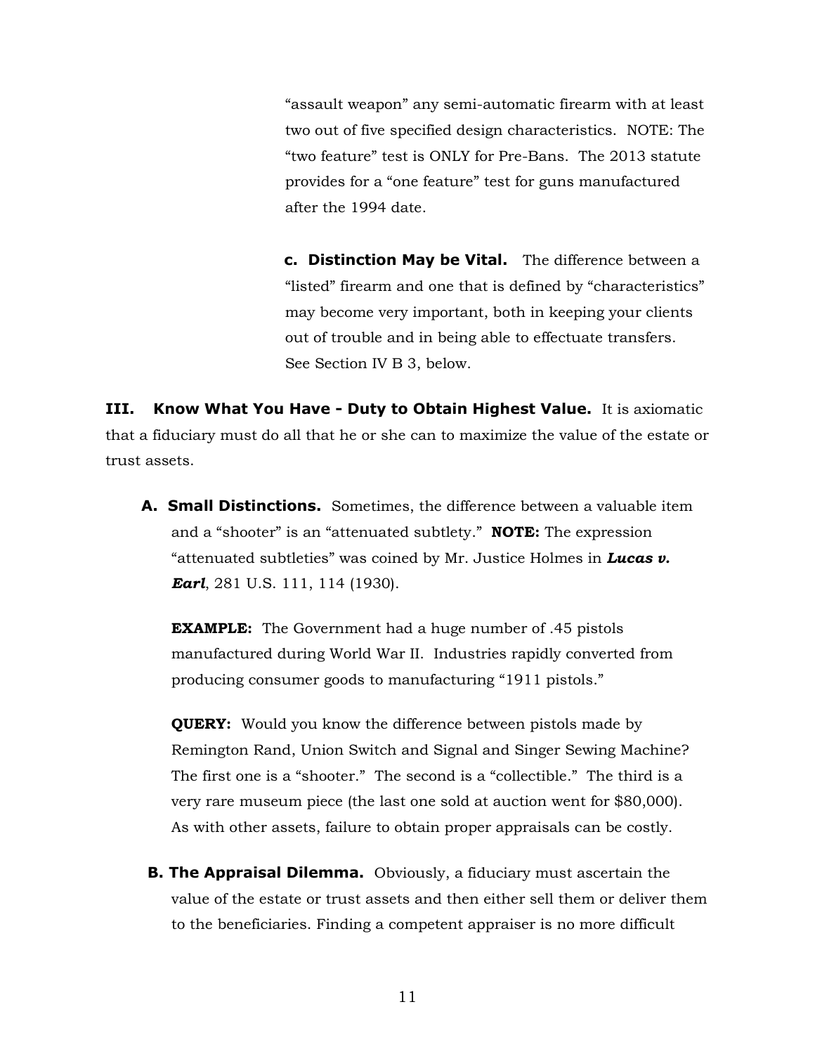"assault weapon" any semi-automatic firearm with at least two out of five specified design characteristics. NOTE: The "two feature" test is ONLY for Pre-Bans. The 2013 statute provides for a "one feature" test for guns manufactured after the 1994 date.

**c. Distinction May be Vital.** The difference between a "listed" firearm and one that is defined by "characteristics" may become very important, both in keeping your clients out of trouble and in being able to effectuate transfers. See Section IV B 3, below.

## III. Know What You Have - Duty to Obtain Highest Value.

It is axiomatic that a fiduciary must do all that he or she can to maximize the value of the estate or trust assets.

**A. Small Distinctions.** Sometimes, the difference between a valuable item and a "shooter" is an "attenuated subtlety." **NOTE:** The expression "attenuated subtleties" was coined by Mr. Justice Holmes in ***Lucas v. Earl***, 281 U.S. 111, 114 (1930).

**EXAMPLE:** The Government had a huge number of .45 pistols manufactured during World War II. Industries rapidly converted from producing consumer goods to manufacturing "1911 pistols."

**QUERY:** Would you know the difference between pistols made by Remington Rand, Union Switch and Signal and Singer Sewing Machine? The first one is a "shooter." The second is a "collectible." The third is a very rare museum piece (the last one sold at auction went for $80,000). As with other assets, failure to obtain proper appraisals can be costly.

**B. The Appraisal Dilemma.** Obviously, a fiduciary must ascertain the value of the estate or trust assets and then either sell them or deliver them to the beneficiaries. Finding a competent appraiser is no more difficult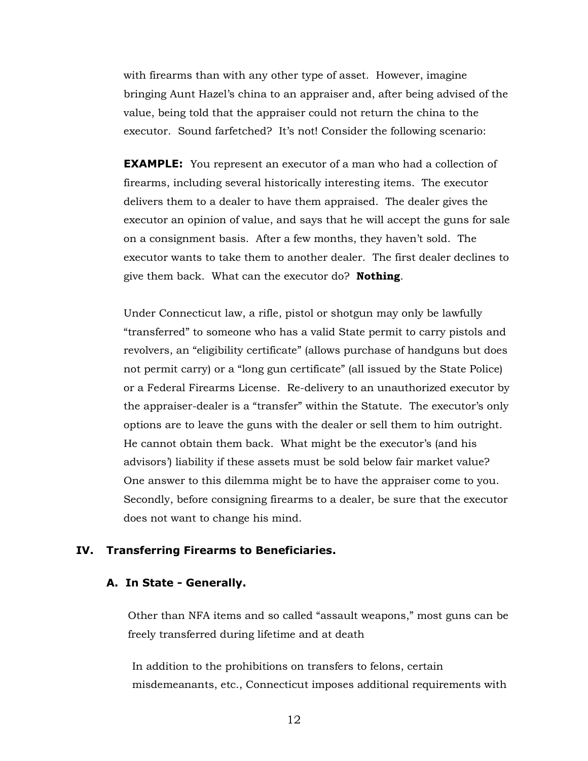with firearms than with any other type of asset. However, imagine bringing Aunt Hazel's china to an appraiser and, after being advised of the value, being told that the appraiser could not return the china to the executor. Sound farfetched? It's not! Consider the following scenario:

**EXAMPLE:** You represent an executor of a man who had a collection of firearms, including several historically interesting items. The executor delivers them to a dealer to have them appraised. The dealer gives the executor an opinion of value, and says that he will accept the guns for sale on a consignment basis. After a few months, they haven't sold. The executor wants to take them to another dealer. The first dealer declines to give them back. What can the executor do? **Nothing**.

Under Connecticut law, a rifle, pistol or shotgun may only be lawfully "transferred" to someone who has a valid State permit to carry pistols and revolvers, an "eligibility certificate" (allows purchase of handguns but does not permit carry) or a "long gun certificate" (all issued by the State Police) or a Federal Firearms License. Re-delivery to an unauthorized executor by the appraiser-dealer is a "transfer" within the Statute. The executor's only options are to leave the guns with the dealer or sell them to him outright. He cannot obtain them back. What might be the executor's (and his advisors') liability if these assets must be sold below fair market value? One answer to this dilemma might be to have the appraiser come to you. Secondly, before consigning firearms to a dealer, be sure that the executor does not want to change his mind.

## IV. Transferring Firearms to Beneficiaries.

### A. In State - Generally.

Other than NFA items and so called "assault weapons," most guns can be freely transferred during lifetime and at death

In addition to the prohibitions on transfers to felons, certain misdemeanants, etc., Connecticut imposes additional requirements with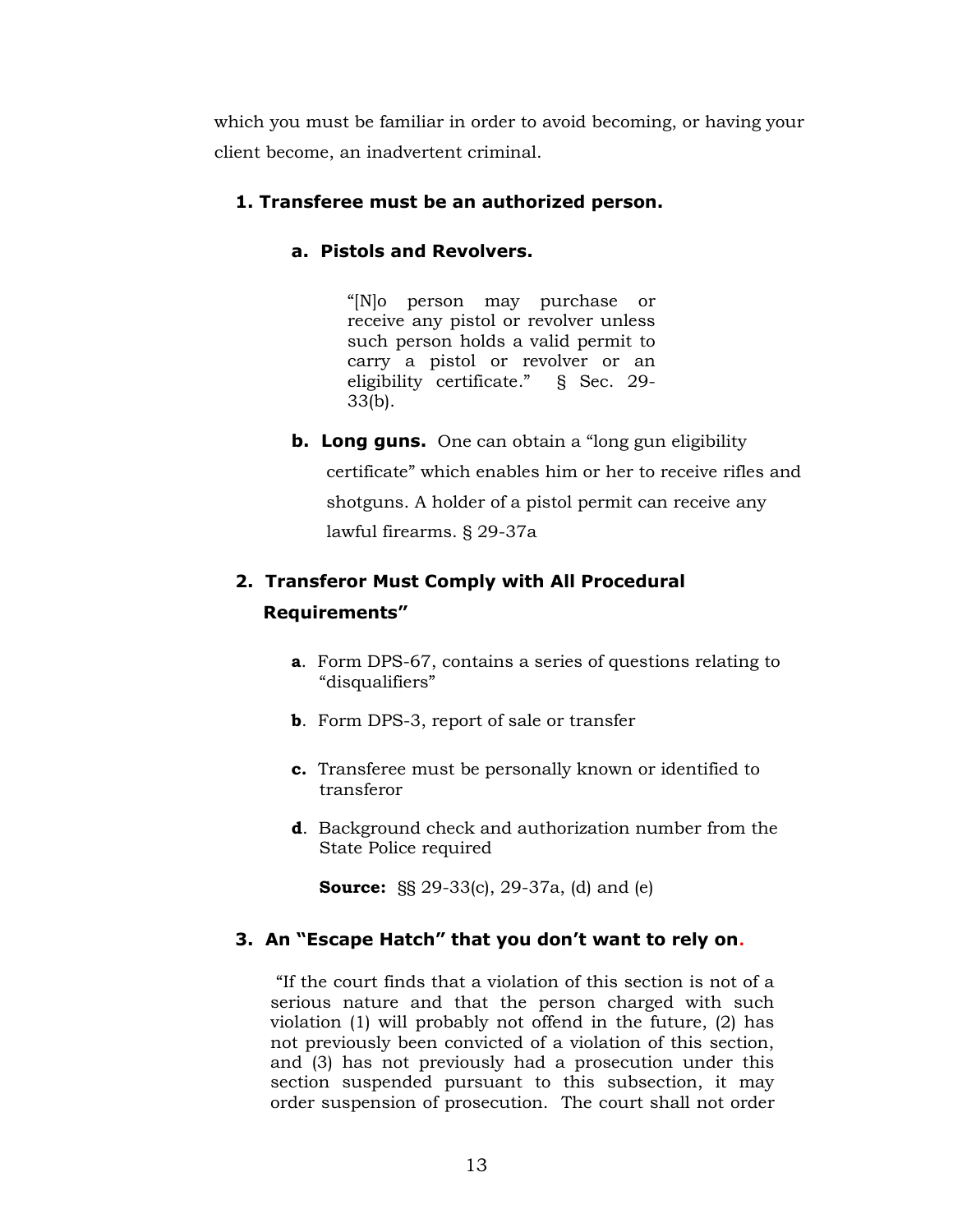which you must be familiar in order to avoid becoming, or having your client become, an inadvertent criminal.

### 1. Transferee must be an authorized person.

#### a. Pistols and Revolvers.

> "[N]o person may purchase or receive any pistol or revolver unless such person holds a valid permit to carry a pistol or revolver or an eligibility certificate." § Sec. 29-33(b).

**b. Long guns.** One can obtain a "long gun eligibility certificate" which enables him or her to receive rifles and shotguns. A holder of a pistol permit can receive any lawful firearms. § 29-37a

### 2. Transferor Must Comply with All Procedural Requirements"

**a**. Form DPS-67, contains a series of questions relating to "disqualifiers"

**b**. Form DPS-3, report of sale or transfer

**c.** Transferee must be personally known or identified to transferor

**d**. Background check and authorization number from the State Police required

**Source:** §§ 29-33(c), 29-37a, (d) and (e)

### 3. An "Escape Hatch" that you don't want to rely on.

"If the court finds that a violation of this section is not of a serious nature and that the person charged with such violation (1) will probably not offend in the future, (2) has not previously been convicted of a violation of this section, and (3) has not previously had a prosecution under this section suspended pursuant to this subsection, it may order suspension of prosecution. The court shall not order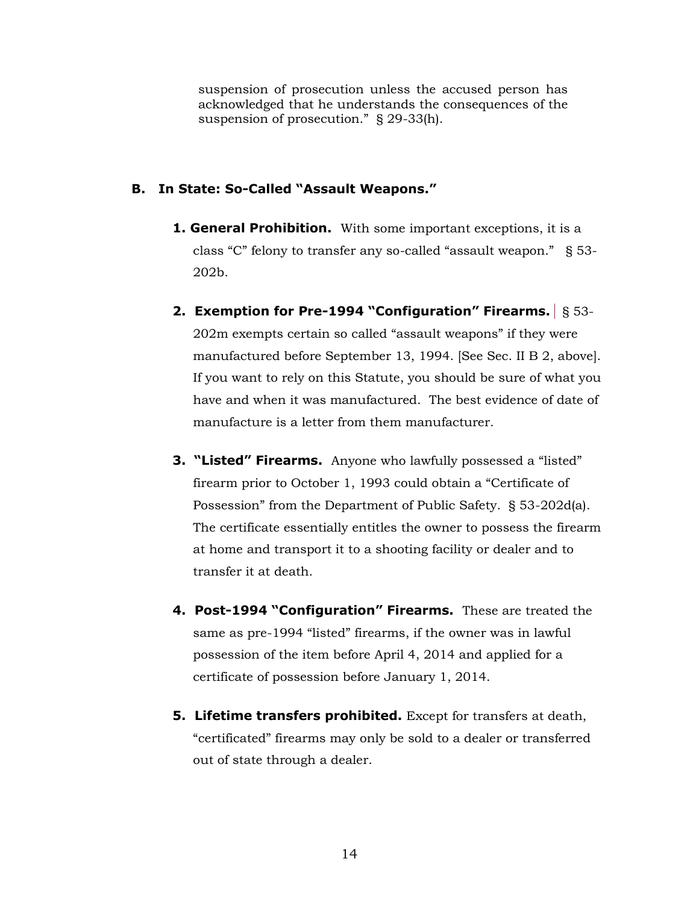suspension of prosecution unless the accused person has acknowledged that he understands the consequences of the suspension of prosecution." § 29-33(h).

### B. In State: So-Called "Assault Weapons."

1. **General Prohibition.** With some important exceptions, it is a class "C" felony to transfer any so-called "assault weapon." § 53-202b.

2. **Exemption for Pre-1994 "Configuration" Firearms.** § 53-202m exempts certain so called "assault weapons" if they were manufactured before September 13, 1994. [See Sec. II B 2, above]. If you want to rely on this Statute, you should be sure of what you have and when it was manufactured. The best evidence of date of manufacture is a letter from them manufacturer.

3. **"Listed" Firearms.** Anyone who lawfully possessed a "listed" firearm prior to October 1, 1993 could obtain a "Certificate of Possession" from the Department of Public Safety. § 53-202d(a). The certificate essentially entitles the owner to possess the firearm at home and transport it to a shooting facility or dealer and to transfer it at death.

4. **Post-1994 "Configuration" Firearms.** These are treated the same as pre-1994 "listed" firearms, if the owner was in lawful possession of the item before April 4, 2014 and applied for a certificate of possession before January 1, 2014.

5. **Lifetime transfers prohibited.** Except for transfers at death, "certificated" firearms may only be sold to a dealer or transferred out of state through a dealer.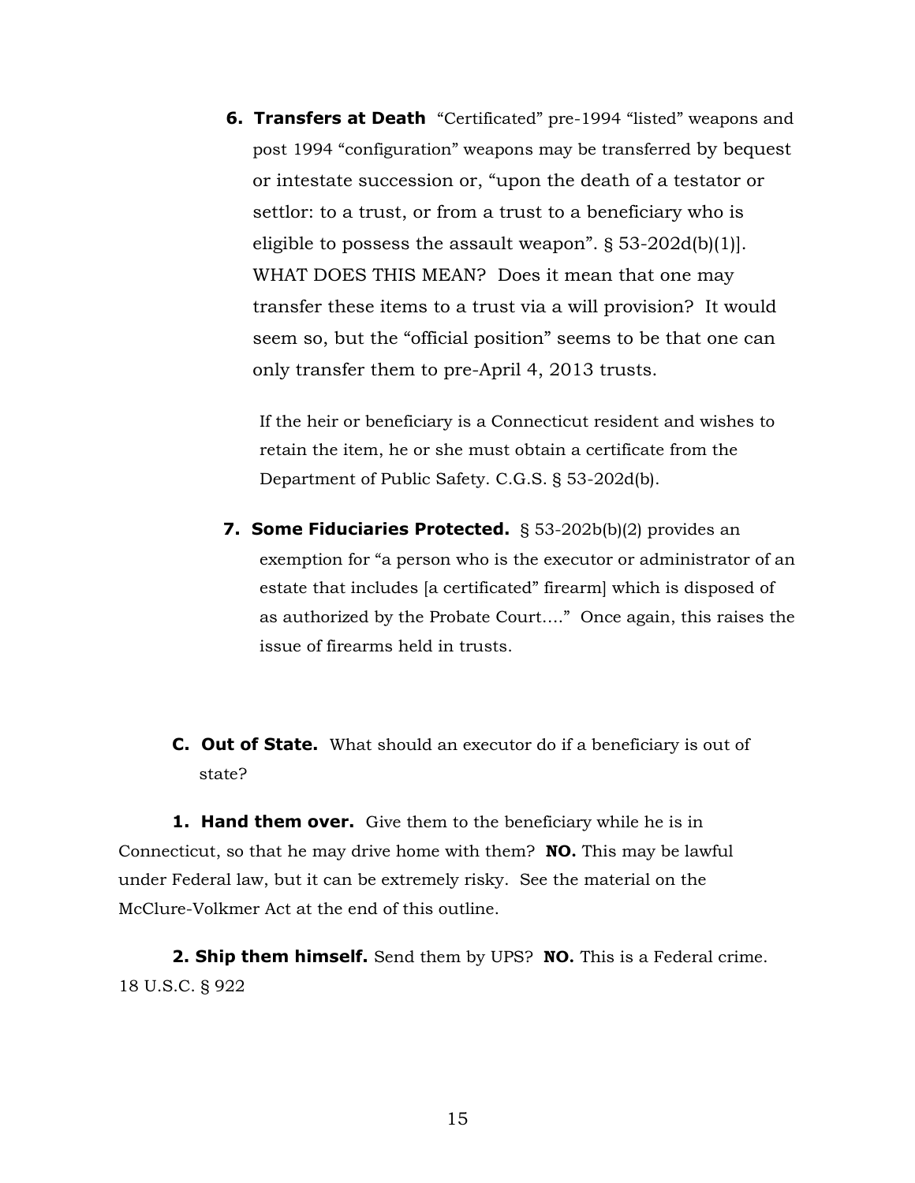**6. Transfers at Death** "Certificated" pre-1994 "listed" weapons and post 1994 "configuration" weapons may be transferred by bequest or intestate succession or, "upon the death of a testator or settlor: to a trust, or from a trust to a beneficiary who is eligible to possess the assault weapon". § 53-202d(b)(1)]. WHAT DOES THIS MEAN? Does it mean that one may transfer these items to a trust via a will provision? It would seem so, but the "official position" seems to be that one can only transfer them to pre-April 4, 2013 trusts.

If the heir or beneficiary is a Connecticut resident and wishes to retain the item, he or she must obtain a certificate from the Department of Public Safety. C.G.S. § 53-202d(b).

**7. Some Fiduciaries Protected.** § 53-202b(b)(2) provides an exemption for "a person who is the executor or administrator of an estate that includes [a certificated" firearm] which is disposed of as authorized by the Probate Court…." Once again, this raises the issue of firearms held in trusts.

**C. Out of State.** What should an executor do if a beneficiary is out of state?

**1. Hand them over.** Give them to the beneficiary while he is in Connecticut, so that he may drive home with them? **NO.** This may be lawful under Federal law, but it can be extremely risky. See the material on the McClure-Volkmer Act at the end of this outline.

**2. Ship them himself.** Send them by UPS? **NO.** This is a Federal crime. 18 U.S.C. § 922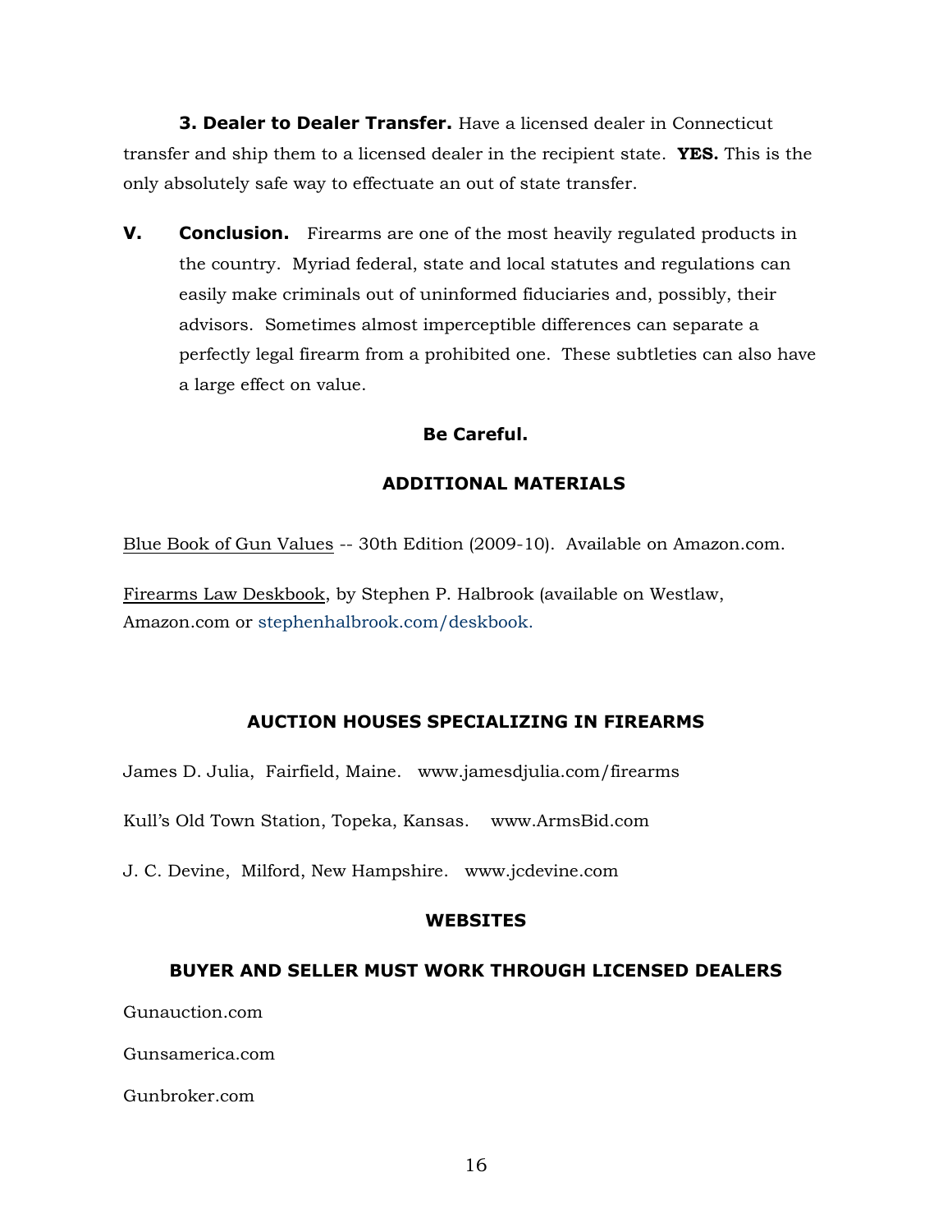**3. Dealer to Dealer Transfer.** Have a licensed dealer in Connecticut transfer and ship them to a licensed dealer in the recipient state. **YES.** This is the only absolutely safe way to effectuate an out of state transfer.

## V. Conclusion.

Firearms are one of the most heavily regulated products in the country. Myriad federal, state and local statutes and regulations can easily make criminals out of uninformed fiduciaries and, possibly, their advisors. Sometimes almost imperceptible differences can separate a perfectly legal firearm from a prohibited one. These subtleties can also have a large effect on value.

**Be Careful.**

## ADDITIONAL MATERIALS

Blue Book of Gun Values -- 30th Edition (2009-10). Available on Amazon.com.

Firearms Law Deskbook, by Stephen P. Halbrook (available on Westlaw, Amazon.com or stephenhalbrook.com/deskbook.

## AUCTION HOUSES SPECIALIZING IN FIREARMS

James D. Julia, Fairfield, Maine. www.jamesdjulia.com/firearms

Kull's Old Town Station, Topeka, Kansas. www.ArmsBid.com

J. C. Devine, Milford, New Hampshire. www.jcdevine.com

## WEBSITES

### BUYER AND SELLER MUST WORK THROUGH LICENSED DEALERS

Gunauction.com

Gunsamerica.com

Gunbroker.com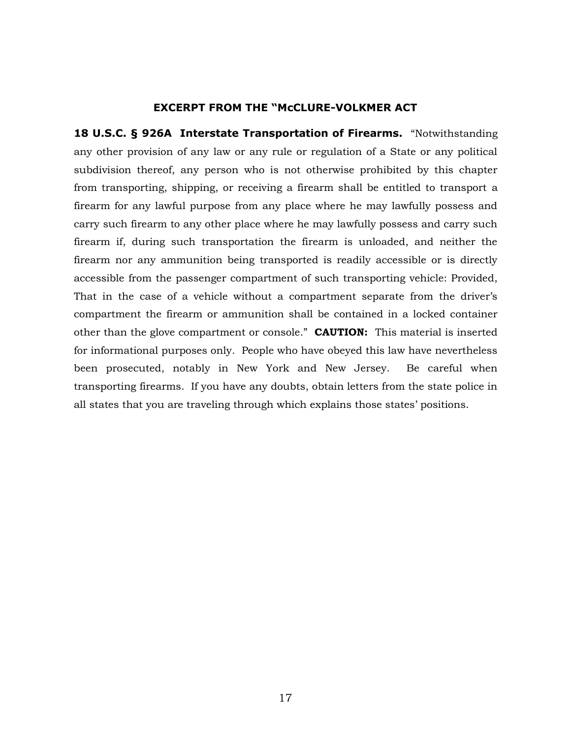## EXCERPT FROM THE "McCLURE-VOLKMER ACT

**18 U.S.C. § 926A Interstate Transportation of Firearms.** "Notwithstanding any other provision of any law or any rule or regulation of a State or any political subdivision thereof, any person who is not otherwise prohibited by this chapter from transporting, shipping, or receiving a firearm shall be entitled to transport a firearm for any lawful purpose from any place where he may lawfully possess and carry such firearm to any other place where he may lawfully possess and carry such firearm if, during such transportation the firearm is unloaded, and neither the firearm nor any ammunition being transported is readily accessible or is directly accessible from the passenger compartment of such transporting vehicle: Provided, That in the case of a vehicle without a compartment separate from the driver's compartment the firearm or ammunition shall be contained in a locked container other than the glove compartment or console." **CAUTION:** This material is inserted for informational purposes only. People who have obeyed this law have nevertheless been prosecuted, notably in New York and New Jersey. Be careful when transporting firearms. If you have any doubts, obtain letters from the state police in all states that you are traveling through which explains those states' positions.